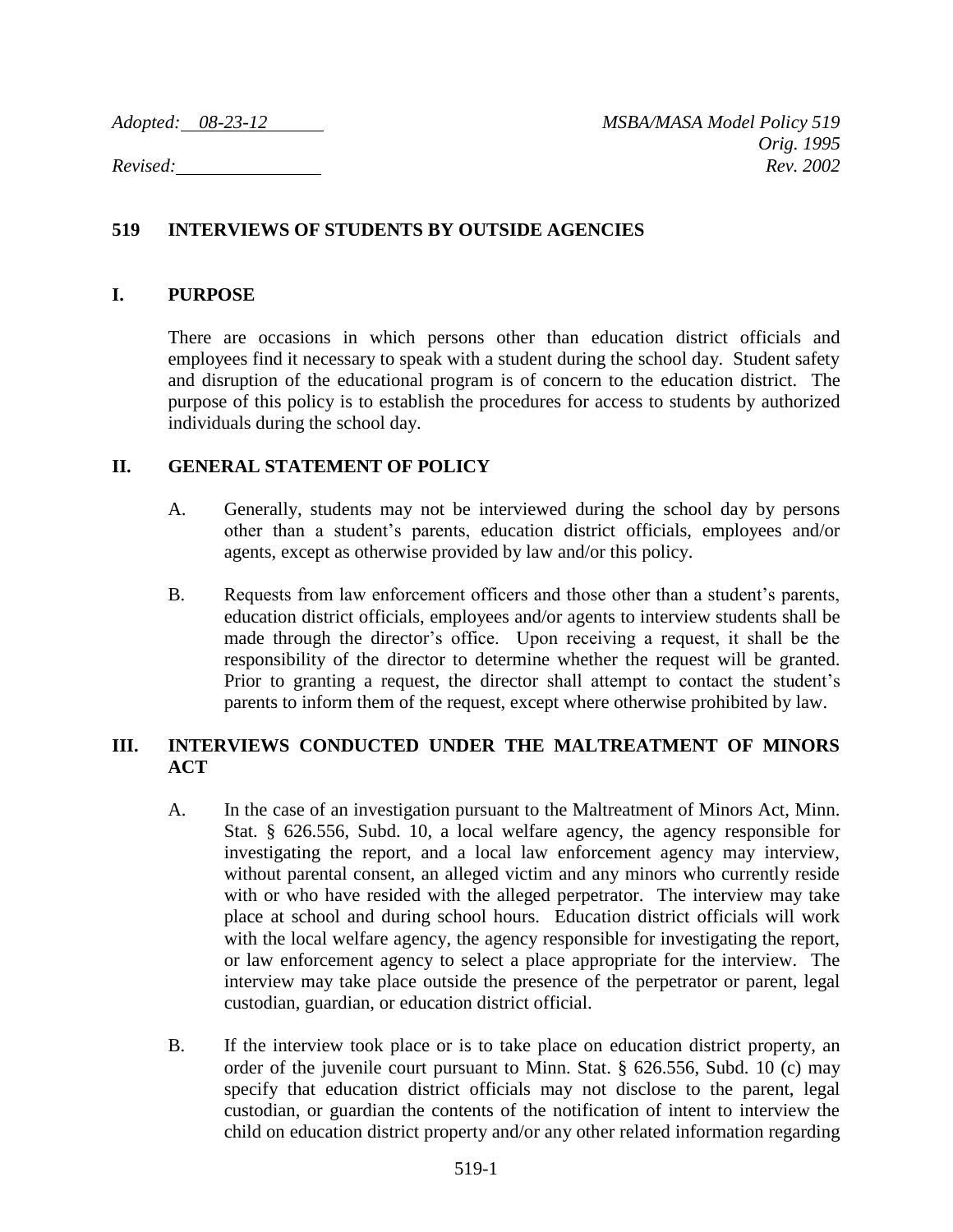*Adopted: 08-23-12* *MSBA/MASA Model Policy 519*
*Orig. 1995*
*Revised:* *Rev. 2002*

# 519 INTERVIEWS OF STUDENTS BY OUTSIDE AGENCIES

## I. PURPOSE

There are occasions in which persons other than education district officials and employees find it necessary to speak with a student during the school day. Student safety and disruption of the educational program is of concern to the education district. The purpose of this policy is to establish the procedures for access to students by authorized individuals during the school day.

## II. GENERAL STATEMENT OF POLICY

A. Generally, students may not be interviewed during the school day by persons other than a student's parents, education district officials, employees and/or agents, except as otherwise provided by law and/or this policy.

B. Requests from law enforcement officers and those other than a student's parents, education district officials, employees and/or agents to interview students shall be made through the director's office. Upon receiving a request, it shall be the responsibility of the director to determine whether the request will be granted. Prior to granting a request, the director shall attempt to contact the student's parents to inform them of the request, except where otherwise prohibited by law.

## III. INTERVIEWS CONDUCTED UNDER THE MALTREATMENT OF MINORS ACT

A. In the case of an investigation pursuant to the Maltreatment of Minors Act, Minn. Stat. § 626.556, Subd. 10, a local welfare agency, the agency responsible for investigating the report, and a local law enforcement agency may interview, without parental consent, an alleged victim and any minors who currently reside with or who have resided with the alleged perpetrator. The interview may take place at school and during school hours. Education district officials will work with the local welfare agency, the agency responsible for investigating the report, or law enforcement agency to select a place appropriate for the interview. The interview may take place outside the presence of the perpetrator or parent, legal custodian, guardian, or education district official.

B. If the interview took place or is to take place on education district property, an order of the juvenile court pursuant to Minn. Stat. § 626.556, Subd. 10 (c) may specify that education district officials may not disclose to the parent, legal custodian, or guardian the contents of the notification of intent to interview the child on education district property and/or any other related information regarding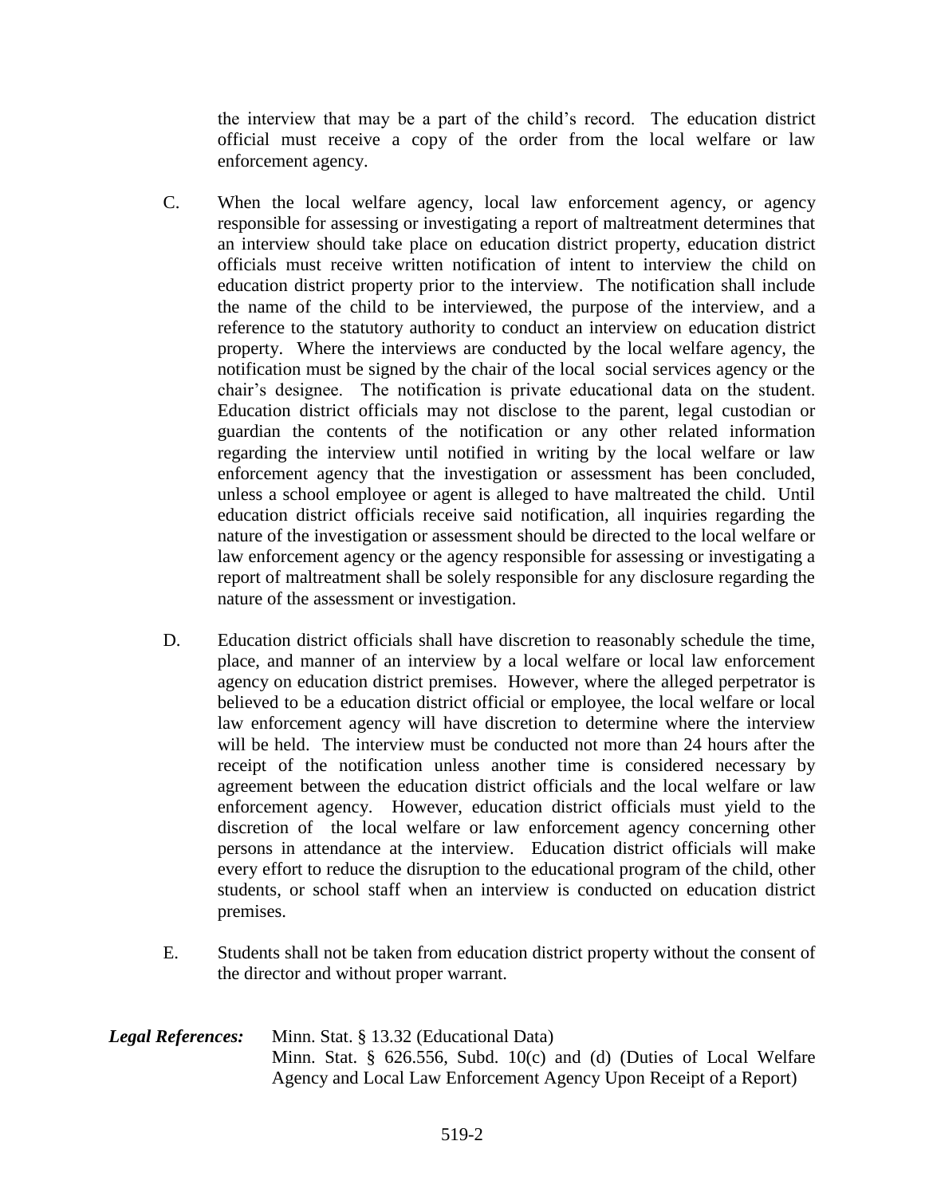the interview that may be a part of the child's record. The education district official must receive a copy of the order from the local welfare or law enforcement agency.

C. When the local welfare agency, local law enforcement agency, or agency responsible for assessing or investigating a report of maltreatment determines that an interview should take place on education district property, education district officials must receive written notification of intent to interview the child on education district property prior to the interview. The notification shall include the name of the child to be interviewed, the purpose of the interview, and a reference to the statutory authority to conduct an interview on education district property. Where the interviews are conducted by the local welfare agency, the notification must be signed by the chair of the local social services agency or the chair's designee. The notification is private educational data on the student. Education district officials may not disclose to the parent, legal custodian or guardian the contents of the notification or any other related information regarding the interview until notified in writing by the local welfare or law enforcement agency that the investigation or assessment has been concluded, unless a school employee or agent is alleged to have maltreated the child. Until education district officials receive said notification, all inquiries regarding the nature of the investigation or assessment should be directed to the local welfare or law enforcement agency or the agency responsible for assessing or investigating a report of maltreatment shall be solely responsible for any disclosure regarding the nature of the assessment or investigation.

D. Education district officials shall have discretion to reasonably schedule the time, place, and manner of an interview by a local welfare or local law enforcement agency on education district premises. However, where the alleged perpetrator is believed to be a education district official or employee, the local welfare or local law enforcement agency will have discretion to determine where the interview will be held. The interview must be conducted not more than 24 hours after the receipt of the notification unless another time is considered necessary by agreement between the education district officials and the local welfare or law enforcement agency. However, education district officials must yield to the discretion of the local welfare or law enforcement agency concerning other persons in attendance at the interview. Education district officials will make every effort to reduce the disruption to the educational program of the child, other students, or school staff when an interview is conducted on education district premises.

E. Students shall not be taken from education district property without the consent of the director and without proper warrant.

***Legal References:*** Minn. Stat. § 13.32 (Educational Data)
Minn. Stat. § 626.556, Subd. 10(c) and (d) (Duties of Local Welfare Agency and Local Law Enforcement Agency Upon Receipt of a Report)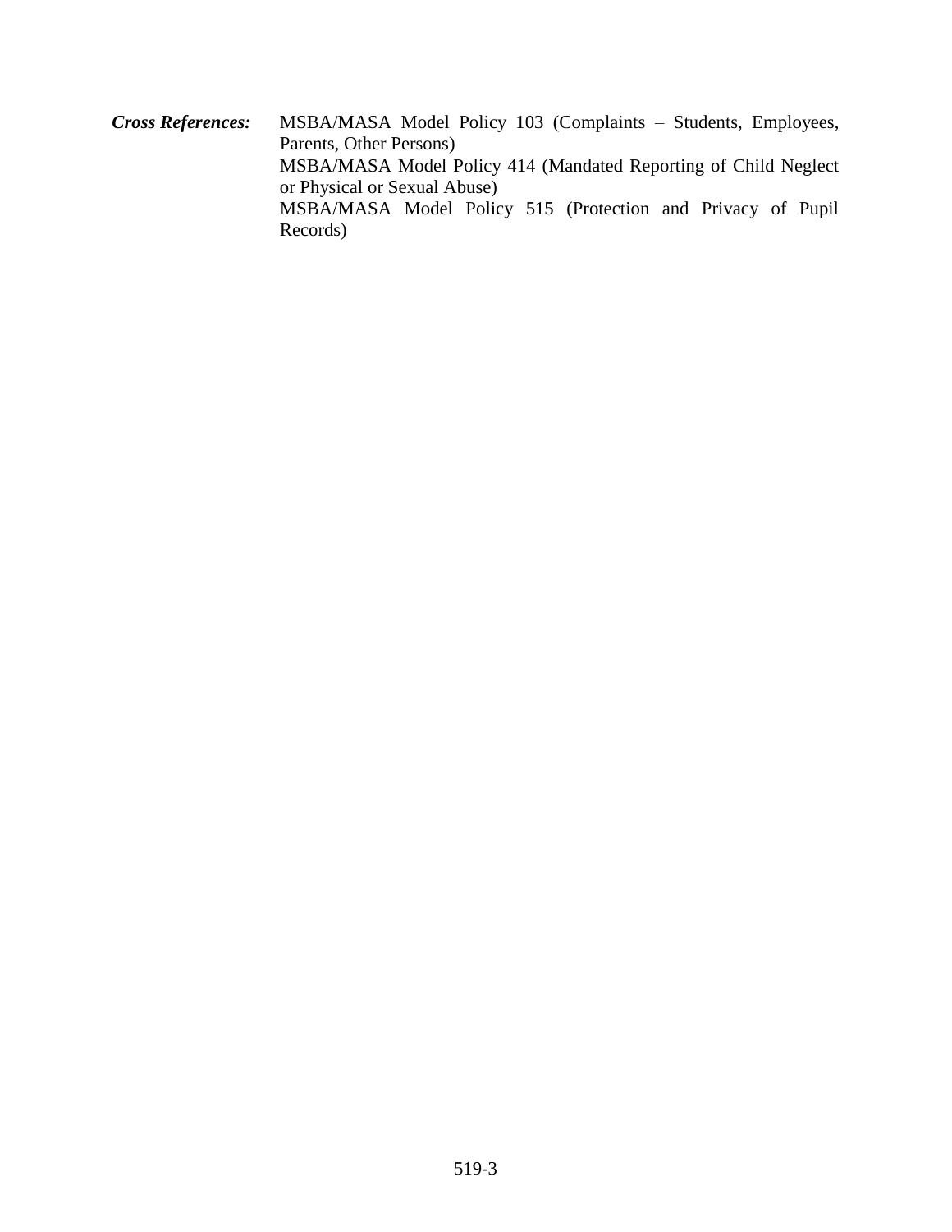***Cross References:*** MSBA/MASA Model Policy 103 (Complaints – Students, Employees, Parents, Other Persons)
MSBA/MASA Model Policy 414 (Mandated Reporting of Child Neglect or Physical or Sexual Abuse)
MSBA/MASA Model Policy 515 (Protection and Privacy of Pupil Records)